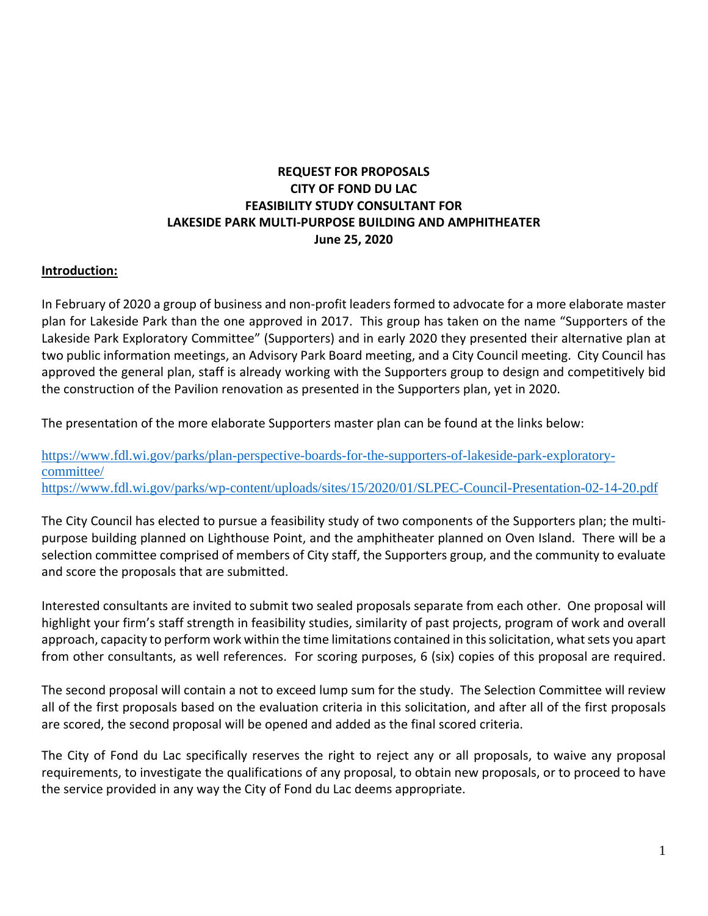# REQUEST FOR PROPOSALS
# CITY OF FOND DU LAC
# FEASIBILITY STUDY CONSULTANT FOR
# LAKESIDE PARK MULTI-PURPOSE BUILDING AND AMPHITHEATER
**June 25, 2020**

## Introduction:

In February of 2020 a group of business and non-profit leaders formed to advocate for a more elaborate master plan for Lakeside Park than the one approved in 2017. This group has taken on the name "Supporters of the Lakeside Park Exploratory Committee" (Supporters) and in early 2020 they presented their alternative plan at two public information meetings, an Advisory Park Board meeting, and a City Council meeting. City Council has approved the general plan, staff is already working with the Supporters group to design and competitively bid the construction of the Pavilion renovation as presented in the Supporters plan, yet in 2020.

The presentation of the more elaborate Supporters master plan can be found at the links below:

https://www.fdl.wi.gov/parks/plan-perspective-boards-for-the-supporters-of-lakeside-park-exploratory-committee/
https://www.fdl.wi.gov/parks/wp-content/uploads/sites/15/2020/01/SLPEC-Council-Presentation-02-14-20.pdf

The City Council has elected to pursue a feasibility study of two components of the Supporters plan; the multi-purpose building planned on Lighthouse Point, and the amphitheater planned on Oven Island. There will be a selection committee comprised of members of City staff, the Supporters group, and the community to evaluate and score the proposals that are submitted.

Interested consultants are invited to submit two sealed proposals separate from each other. One proposal will highlight your firm's staff strength in feasibility studies, similarity of past projects, program of work and overall approach, capacity to perform work within the time limitations contained in this solicitation, what sets you apart from other consultants, as well references. For scoring purposes, 6 (six) copies of this proposal are required.

The second proposal will contain a not to exceed lump sum for the study. The Selection Committee will review all of the first proposals based on the evaluation criteria in this solicitation, and after all of the first proposals are scored, the second proposal will be opened and added as the final scored criteria.

The City of Fond du Lac specifically reserves the right to reject any or all proposals, to waive any proposal requirements, to investigate the qualifications of any proposal, to obtain new proposals, or to proceed to have the service provided in any way the City of Fond du Lac deems appropriate.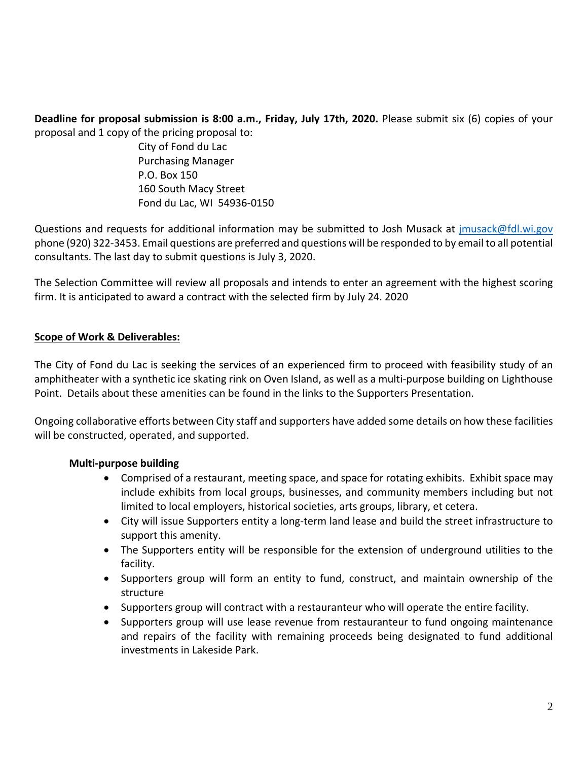**Deadline for proposal submission is 8:00 a.m., Friday, July 17th, 2020.** Please submit six (6) copies of your proposal and 1 copy of the pricing proposal to:

City of Fond du Lac
Purchasing Manager
P.O. Box 150
160 South Macy Street
Fond du Lac, WI 54936-0150

Questions and requests for additional information may be submitted to Josh Musack at [jmusack@fdl.wi.gov](mailto:jmusack@fdl.wi.gov) phone (920) 322-3453. Email questions are preferred and questions will be responded to by email to all potential consultants. The last day to submit questions is July 3, 2020.

The Selection Committee will review all proposals and intends to enter an agreement with the highest scoring firm. It is anticipated to award a contract with the selected firm by July 24. 2020

## Scope of Work & Deliverables:

The City of Fond du Lac is seeking the services of an experienced firm to proceed with feasibility study of an amphitheater with a synthetic ice skating rink on Oven Island, as well as a multi-purpose building on Lighthouse Point. Details about these amenities can be found in the links to the Supporters Presentation.

Ongoing collaborative efforts between City staff and supporters have added some details on how these facilities will be constructed, operated, and supported.

### Multi-purpose building

- Comprised of a restaurant, meeting space, and space for rotating exhibits. Exhibit space may include exhibits from local groups, businesses, and community members including but not limited to local employers, historical societies, arts groups, library, et cetera.
- City will issue Supporters entity a long-term land lease and build the street infrastructure to support this amenity.
- The Supporters entity will be responsible for the extension of underground utilities to the facility.
- Supporters group will form an entity to fund, construct, and maintain ownership of the structure
- Supporters group will contract with a restauranteur who will operate the entire facility.
- Supporters group will use lease revenue from restauranteur to fund ongoing maintenance and repairs of the facility with remaining proceeds being designated to fund additional investments in Lakeside Park.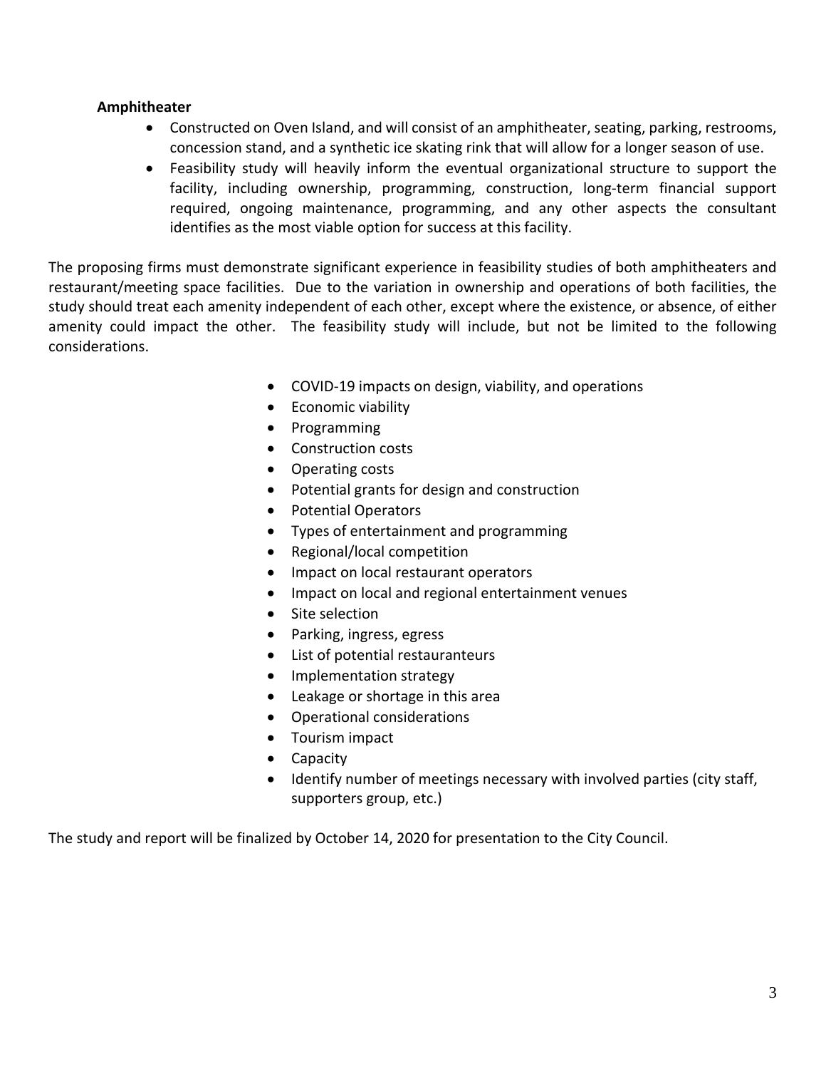**Amphitheater**

- Constructed on Oven Island, and will consist of an amphitheater, seating, parking, restrooms, concession stand, and a synthetic ice skating rink that will allow for a longer season of use.
- Feasibility study will heavily inform the eventual organizational structure to support the facility, including ownership, programming, construction, long-term financial support required, ongoing maintenance, programming, and any other aspects the consultant identifies as the most viable option for success at this facility.

The proposing firms must demonstrate significant experience in feasibility studies of both amphitheaters and restaurant/meeting space facilities. Due to the variation in ownership and operations of both facilities, the study should treat each amenity independent of each other, except where the existence, or absence, of either amenity could impact the other. The feasibility study will include, but not be limited to the following considerations.

- COVID-19 impacts on design, viability, and operations
- Economic viability
- Programming
- Construction costs
- Operating costs
- Potential grants for design and construction
- Potential Operators
- Types of entertainment and programming
- Regional/local competition
- Impact on local restaurant operators
- Impact on local and regional entertainment venues
- Site selection
- Parking, ingress, egress
- List of potential restauranteurs
- Implementation strategy
- Leakage or shortage in this area
- Operational considerations
- Tourism impact
- Capacity
- Identify number of meetings necessary with involved parties (city staff, supporters group, etc.)

The study and report will be finalized by October 14, 2020 for presentation to the City Council.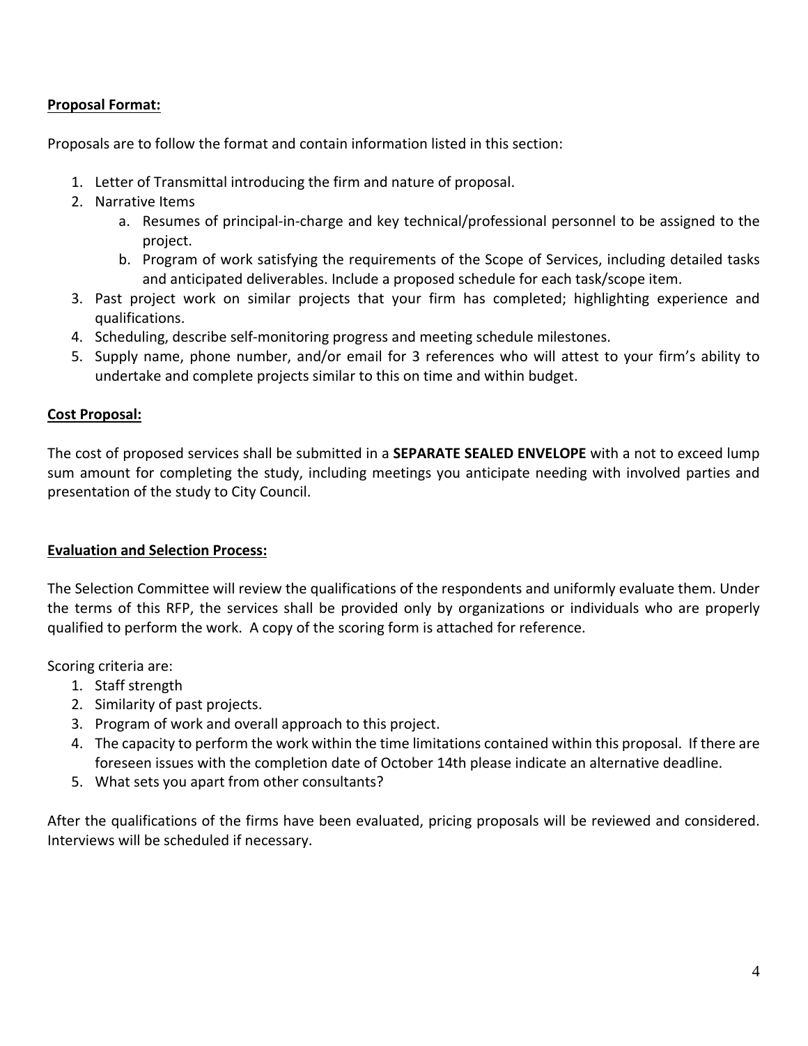**Proposal Format:**

Proposals are to follow the format and contain information listed in this section:

1. Letter of Transmittal introducing the firm and nature of proposal.
2. Narrative Items
   a. Resumes of principal-in-charge and key technical/professional personnel to be assigned to the project.
   b. Program of work satisfying the requirements of the Scope of Services, including detailed tasks and anticipated deliverables. Include a proposed schedule for each task/scope item.
3. Past project work on similar projects that your firm has completed; highlighting experience and qualifications.
4. Scheduling, describe self-monitoring progress and meeting schedule milestones.
5. Supply name, phone number, and/or email for 3 references who will attest to your firm's ability to undertake and complete projects similar to this on time and within budget.

**Cost Proposal:**

The cost of proposed services shall be submitted in a **SEPARATE SEALED ENVELOPE** with a not to exceed lump sum amount for completing the study, including meetings you anticipate needing with involved parties and presentation of the study to City Council.

**Evaluation and Selection Process:**

The Selection Committee will review the qualifications of the respondents and uniformly evaluate them. Under the terms of this RFP, the services shall be provided only by organizations or individuals who are properly qualified to perform the work. A copy of the scoring form is attached for reference.

Scoring criteria are:

1. Staff strength
2. Similarity of past projects.
3. Program of work and overall approach to this project.
4. The capacity to perform the work within the time limitations contained within this proposal. If there are foreseen issues with the completion date of October 14th please indicate an alternative deadline.
5. What sets you apart from other consultants?

After the qualifications of the firms have been evaluated, pricing proposals will be reviewed and considered. Interviews will be scheduled if necessary.